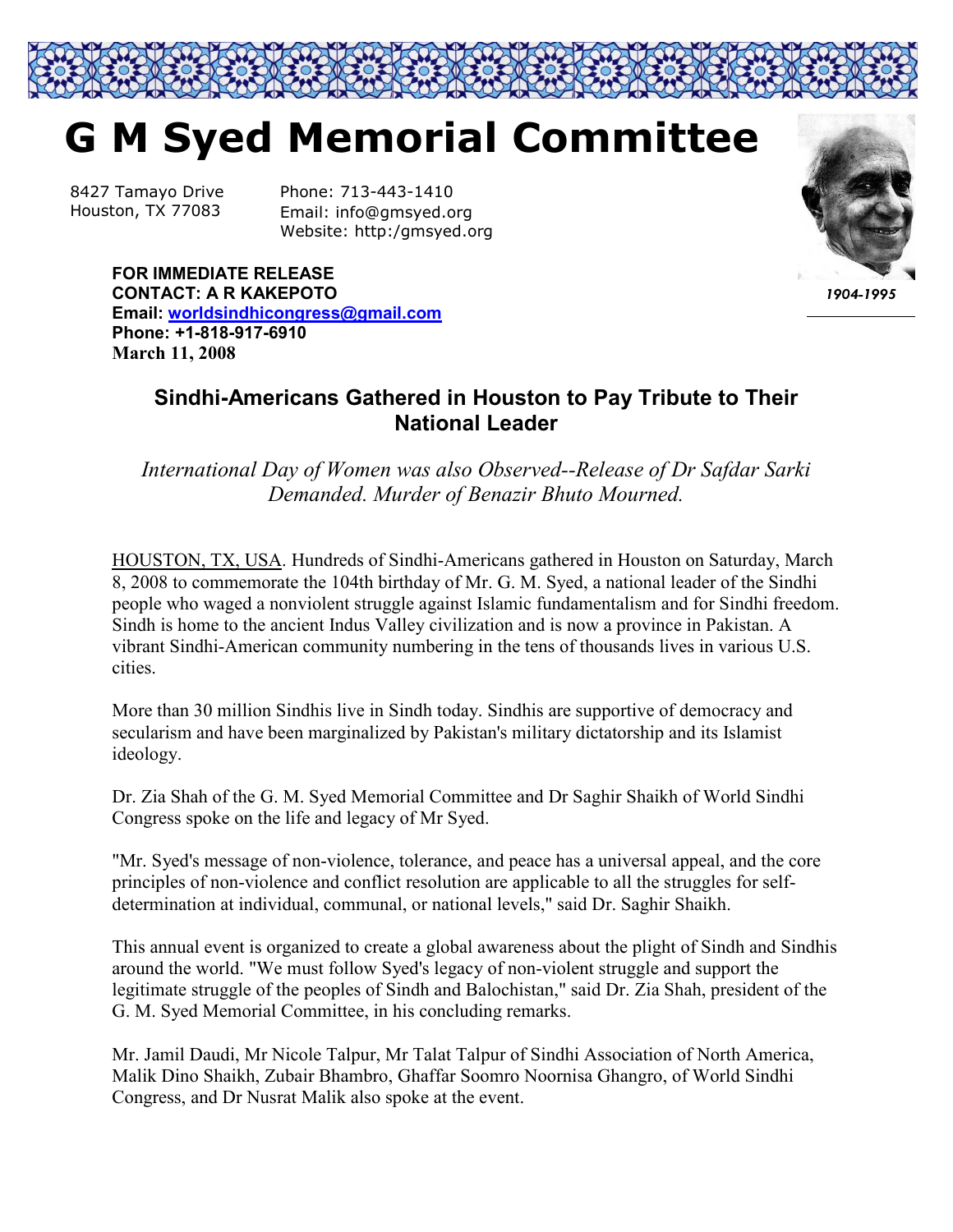# G M Syed Memorial Committee

8427 Tamayo Drive
Houston, TX 77083

Phone: 713-443-1410
Email: info@gmsyed.org
Website: http:/gmsyed.org

*1904-1995*

**FOR IMMEDIATE RELEASE**
**CONTACT: A R KAKEPOTO**
**Email: worldsindhicongress@gmail.com**
**Phone: +1-818-917-6910**
**March 11, 2008**

## Sindhi-Americans Gathered in Houston to Pay Tribute to Their National Leader

*International Day of Women was also Observed--Release of Dr Safdar Sarki Demanded. Murder of Benazir Bhuto Mourned.*

HOUSTON, TX, USA. Hundreds of Sindhi-Americans gathered in Houston on Saturday, March 8, 2008 to commemorate the 104th birthday of Mr. G. M. Syed, a national leader of the Sindhi people who waged a nonviolent struggle against Islamic fundamentalism and for Sindhi freedom. Sindh is home to the ancient Indus Valley civilization and is now a province in Pakistan. A vibrant Sindhi-American community numbering in the tens of thousands lives in various U.S. cities.

More than 30 million Sindhis live in Sindh today. Sindhis are supportive of democracy and secularism and have been marginalized by Pakistan's military dictatorship and its Islamist ideology.

Dr. Zia Shah of the G. M. Syed Memorial Committee and Dr Saghir Shaikh of World Sindhi Congress spoke on the life and legacy of Mr Syed.

"Mr. Syed's message of non-violence, tolerance, and peace has a universal appeal, and the core principles of non-violence and conflict resolution are applicable to all the struggles for self-determination at individual, communal, or national levels," said Dr. Saghir Shaikh.

This annual event is organized to create a global awareness about the plight of Sindh and Sindhis around the world. "We must follow Syed's legacy of non-violent struggle and support the legitimate struggle of the peoples of Sindh and Balochistan," said Dr. Zia Shah, president of the G. M. Syed Memorial Committee, in his concluding remarks.

Mr. Jamil Daudi, Mr Nicole Talpur, Mr Talat Talpur of Sindhi Association of North America, Malik Dino Shaikh, Zubair Bhambro, Ghaffar Soomro Noornisa Ghangro, of World Sindhi Congress, and Dr Nusrat Malik also spoke at the event.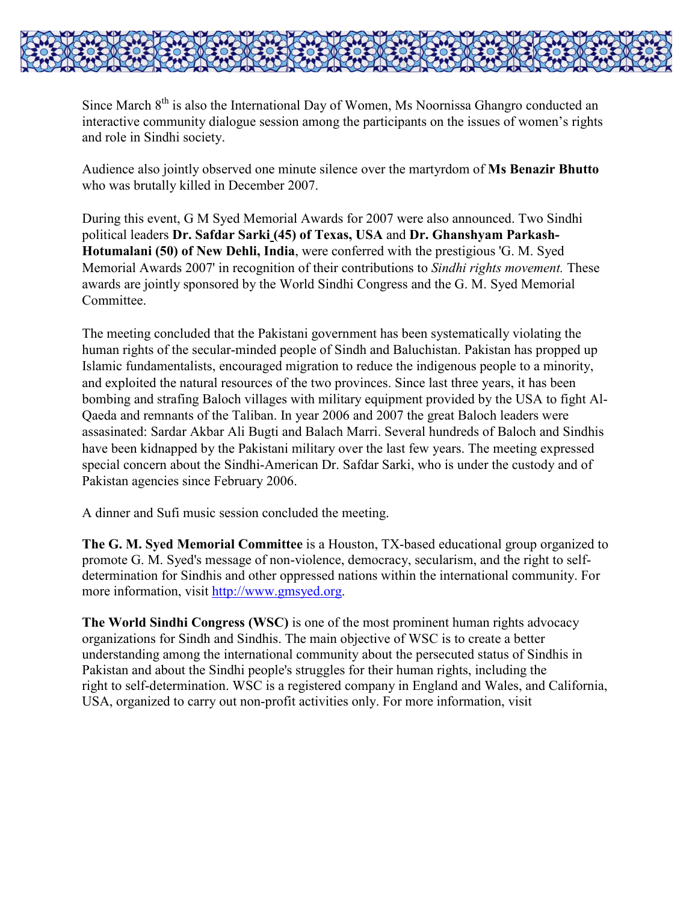Since March 8th is also the International Day of Women, Ms Noornissa Ghangro conducted an interactive community dialogue session among the participants on the issues of women's rights and role in Sindhi society.

Audience also jointly observed one minute silence over the martyrdom of **Ms Benazir Bhutto** who was brutally killed in December 2007.

During this event, G M Syed Memorial Awards for 2007 were also announced. Two Sindhi political leaders **Dr. Safdar Sarki (45) of Texas, USA** and **Dr. Ghanshyam Parkash-Hotumalani (50) of New Dehli, India**, were conferred with the prestigious 'G. M. Syed Memorial Awards 2007' in recognition of their contributions to *Sindhi rights movement.* These awards are jointly sponsored by the World Sindhi Congress and the G. M. Syed Memorial Committee.

The meeting concluded that the Pakistani government has been systematically violating the human rights of the secular-minded people of Sindh and Baluchistan. Pakistan has propped up Islamic fundamentalists, encouraged migration to reduce the indigenous people to a minority, and exploited the natural resources of the two provinces. Since last three years, it has been bombing and strafing Baloch villages with military equipment provided by the USA to fight Al-Qaeda and remnants of the Taliban. In year 2006 and 2007 the great Baloch leaders were assasinated: Sardar Akbar Ali Bugti and Balach Marri. Several hundreds of Baloch and Sindhis have been kidnapped by the Pakistani military over the last few years. The meeting expressed special concern about the Sindhi-American Dr. Safdar Sarki, who is under the custody and of Pakistan agencies since February 2006.

A dinner and Sufi music session concluded the meeting.

**The G. M. Syed Memorial Committee** is a Houston, TX-based educational group organized to promote G. M. Syed's message of non-violence, democracy, secularism, and the right to self-determination for Sindhis and other oppressed nations within the international community. For more information, visit http://www.gmsyed.org.

**The World Sindhi Congress (WSC)** is one of the most prominent human rights advocacy organizations for Sindh and Sindhis. The main objective of WSC is to create a better understanding among the international community about the persecuted status of Sindhis in Pakistan and about the Sindhi people's struggles for their human rights, including the right to self-determination. WSC is a registered company in England and Wales, and California, USA, organized to carry out non-profit activities only. For more information, visit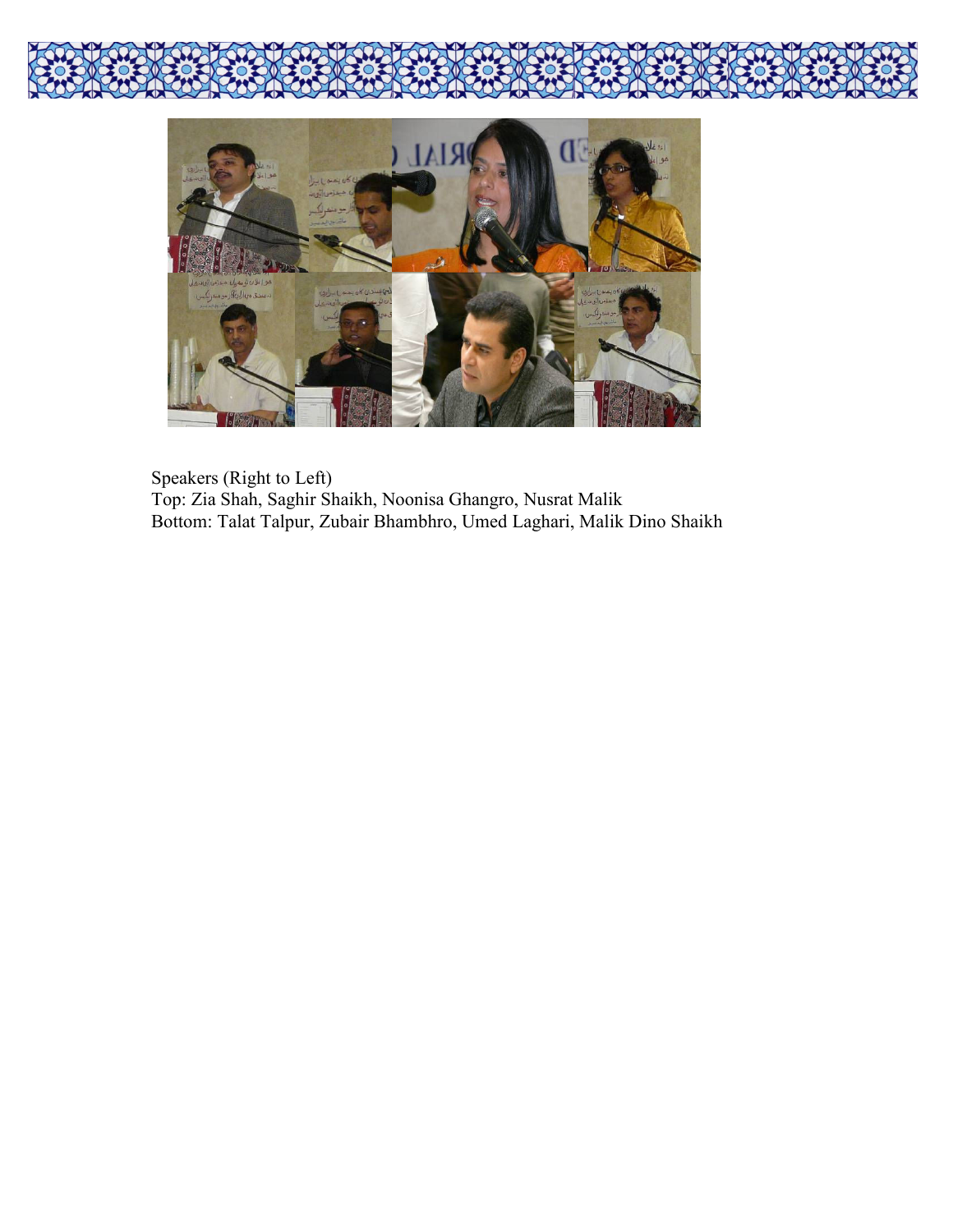Speakers (Right to Left)
Top: Zia Shah, Saghir Shaikh, Noonisa Ghangro, Nusrat Malik
Bottom: Talat Talpur, Zubair Bhambhro, Umed Laghari, Malik Dino Shaikh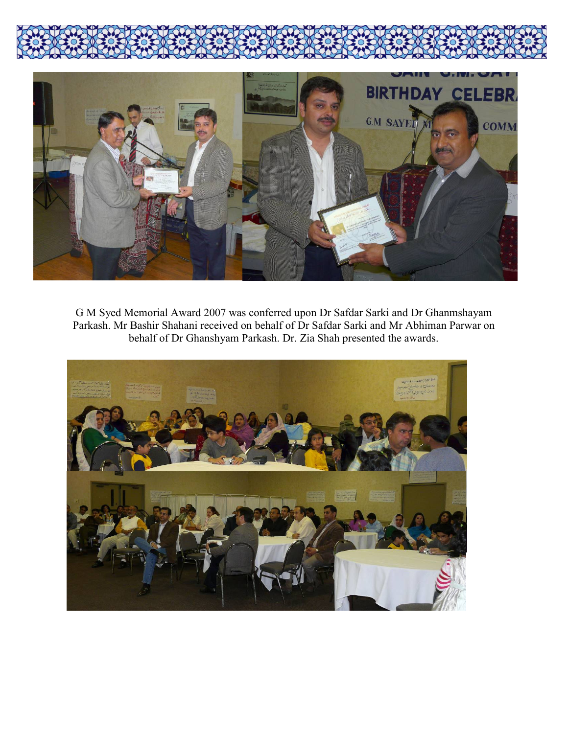G M Syed Memorial Award 2007 was conferred upon Dr Safdar Sarki and Dr Ghanmshayam Parkash. Mr Bashir Shahani received on behalf of Dr Safdar Sarki and Mr Abhiman Parwar on behalf of Dr Ghanshyam Parkash. Dr. Zia Shah presented the awards.